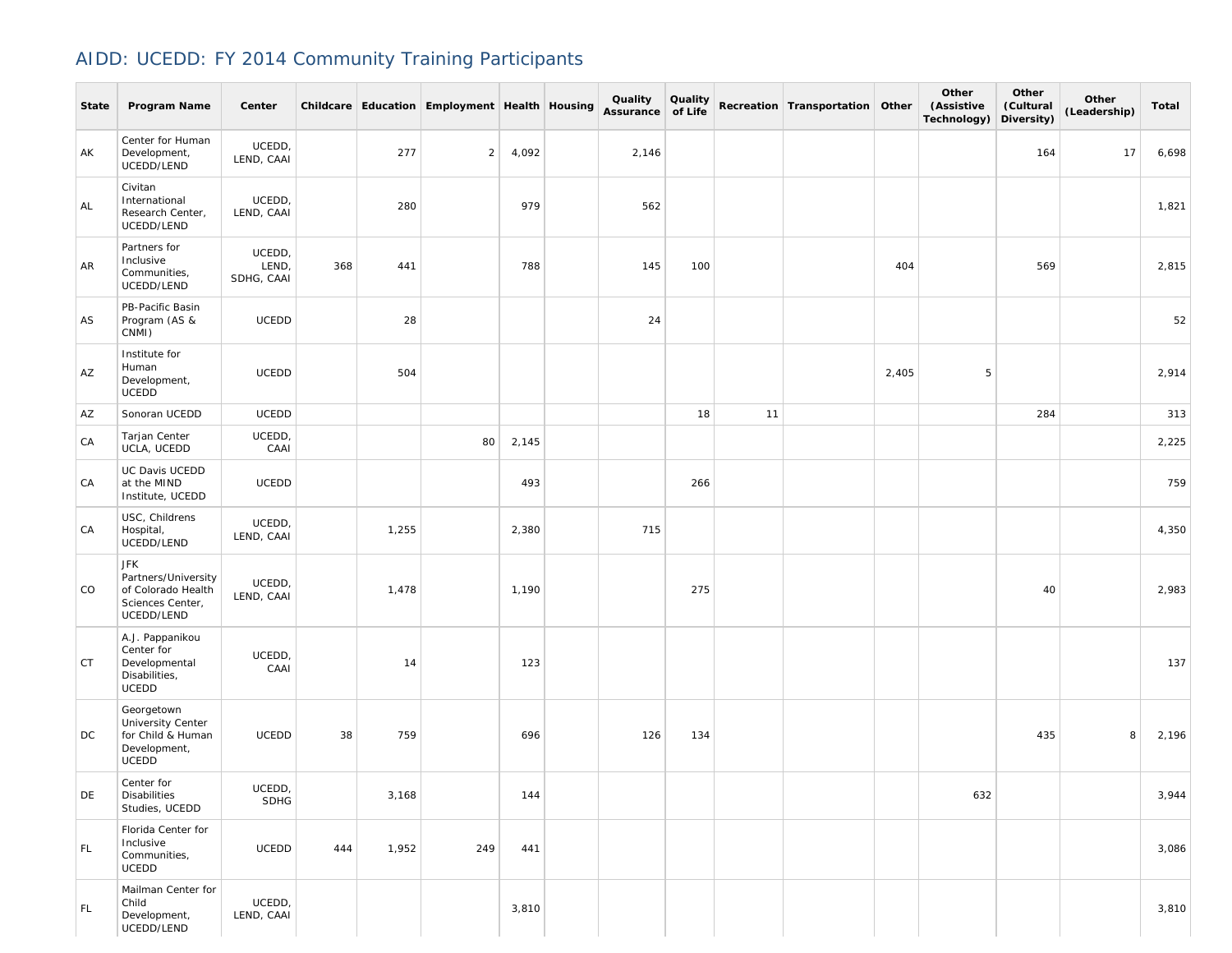# AIDD: UCEDD: FY 2014 Community Training Participants

| State | Program Name | Center | Childcare | Education | Employment | Health | Housing | Quality Assurance | Quality of Life | Recreation | Transportation | Other | Other (Assistive Technology) | Other (Cultural Diversity) | Other (Leadership) | Total |
|---|---|---|---|---|---|---|---|---|---|---|---|---|---|---|---|---|
| AK | Center for Human Development, UCEDD/LEND | UCEDD, LEND, CAAI | | 277 | 2 | 4,092 | | 2,146 | | | | | | 164 | 17 | 6,698 |
| AL | Civitan International Research Center, UCEDD/LEND | UCEDD, LEND, CAAI | | 280 | | 979 | | 562 | | | | | | | | 1,821 |
| AR | Partners for Inclusive Communities, UCEDD/LEND | UCEDD, LEND, SDHG, CAAI | 368 | 441 | | 788 | | 145 | 100 | | | 404 | | 569 | | 2,815 |
| AS | PB-Pacific Basin Program (AS & CNMI) | UCEDD | | 28 | | | | 24 | | | | | | | | 52 |
| AZ | Institute for Human Development, UCEDD | UCEDD | | 504 | | | | | | | | 2,405 | 5 | | | 2,914 |
| AZ | Sonoran UCEDD | UCEDD | | | | | | | 18 | 11 | | | | 284 | | 313 |
| CA | Tarjan Center UCLA, UCEDD | UCEDD, CAAI | | | 80 | 2,145 | | | | | | | | | | 2,225 |
| CA | UC Davis UCEDD at the MIND Institute, UCEDD | UCEDD | | | | 493 | | | 266 | | | | | | | 759 |
| CA | USC, Childrens Hospital, UCEDD/LEND | UCEDD, LEND, CAAI | | 1,255 | | 2,380 | | 715 | | | | | | | | 4,350 |
| CO | JFK Partners/University of Colorado Health Sciences Center, UCEDD/LEND | UCEDD, LEND, CAAI | | 1,478 | | 1,190 | | | 275 | | | | | 40 | | 2,983 |
| CT | A.J. Pappanikou Center for Developmental Disabilities, UCEDD | UCEDD, CAAI | | 14 | | 123 | | | | | | | | | | 137 |
| DC | Georgetown University Center for Child & Human Development, UCEDD | UCEDD | 38 | 759 | | 696 | | 126 | 134 | | | | | 435 | 8 | 2,196 |
| DE | Center for Disabilities Studies, UCEDD | UCEDD, SDHG | | 3,168 | | 144 | | | | | | | 632 | | | 3,944 |
| FL | Florida Center for Inclusive Communities, UCEDD | UCEDD | 444 | 1,952 | 249 | 441 | | | | | | | | | | 3,086 |
| FL | Mailman Center for Child Development, UCEDD/LEND | UCEDD, LEND, CAAI | | | | 3,810 | | | | | | | | | | 3,810 |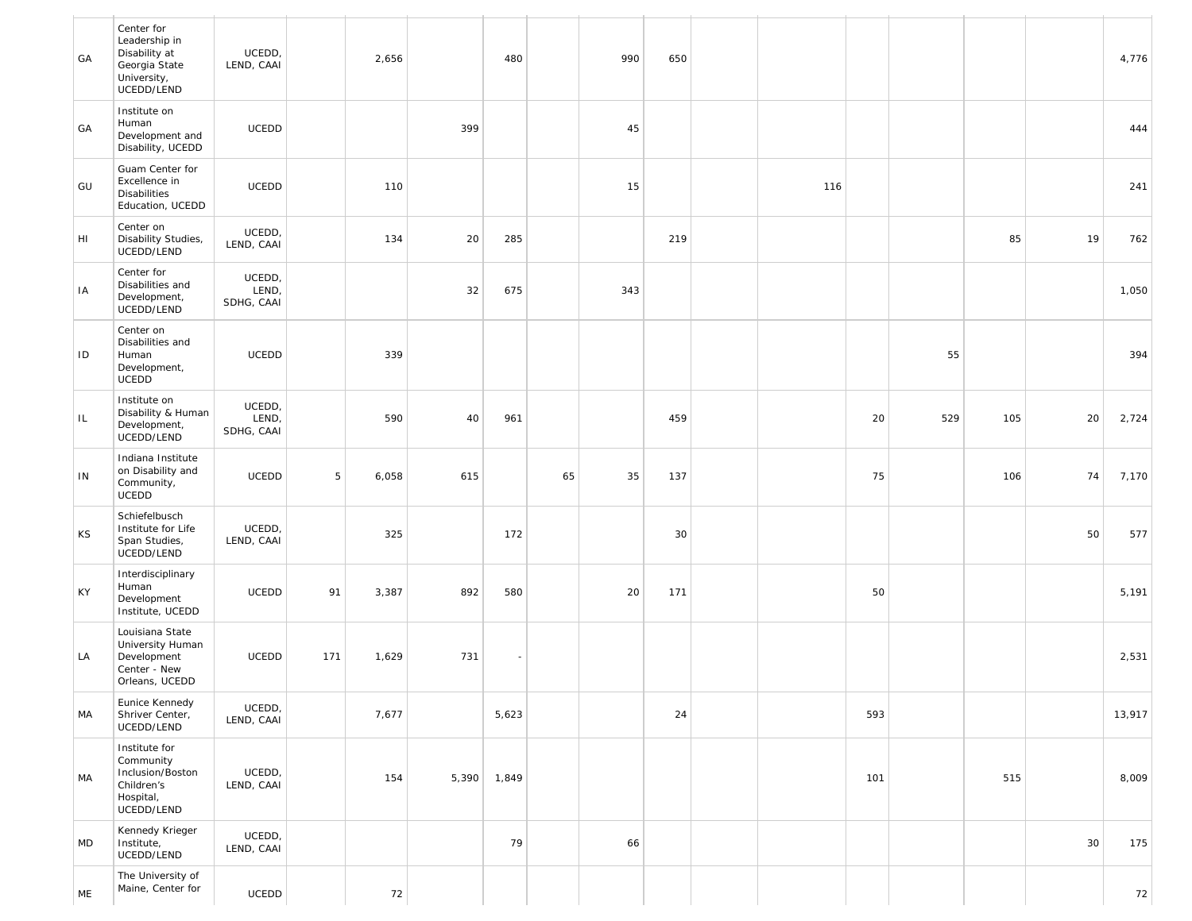| | | | | | | | | | | | | | | | | |
|---|---|---|---|---|---|---|---|---|---|---|---|---|---|---|---|---|
| GA | Center for Leadership in Disability at Georgia State University, UCEDD/LEND | UCEDD, LEND, CAAI | | 2,656 | | 480 | | 990 | 650 | | | | | | | 4,776 |
| GA | Institute on Human Development and Disability, UCEDD | UCEDD | | | 399 | | | 45 | | | | | | | | 444 |
| GU | Guam Center for Excellence in Disabilities Education, UCEDD | UCEDD | | 110 | | | | 15 | | | 116 | | | | | 241 |
| HI | Center on Disability Studies, UCEDD/LEND | UCEDD, LEND, CAAI | | 134 | 20 | 285 | | | 219 | | | | | 85 | 19 | 762 |
| IA | Center for Disabilities and Development, UCEDD/LEND | UCEDD, LEND, SDHG, CAAI | | | 32 | 675 | | 343 | | | | | | | | 1,050 |
| ID | Center on Disabilities and Human Development, UCEDD | UCEDD | | 339 | | | | | | | | | 55 | | | 394 |
| IL | Institute on Disability & Human Development, UCEDD/LEND | UCEDD, LEND, SDHG, CAAI | | 590 | 40 | 961 | | | 459 | | | 20 | 529 | 105 | 20 | 2,724 |
| IN | Indiana Institute on Disability and Community, UCEDD | UCEDD | 5 | 6,058 | 615 | | 65 | 35 | 137 | | | 75 | | 106 | 74 | 7,170 |
| KS | Schiefelbusch Institute for Life Span Studies, UCEDD/LEND | UCEDD, LEND, CAAI | | 325 | | 172 | | | 30 | | | | | | 50 | 577 |
| KY | Interdisciplinary Human Development Institute, UCEDD | UCEDD | 91 | 3,387 | 892 | 580 | | 20 | 171 | | | 50 | | | | 5,191 |
| LA | Louisiana State University Human Development Center - New Orleans, UCEDD | UCEDD | 171 | 1,629 | 731 | - | | | | | | | | | | 2,531 |
| MA | Eunice Kennedy Shriver Center, UCEDD/LEND | UCEDD, LEND, CAAI | | 7,677 | | 5,623 | | | 24 | | | 593 | | | | 13,917 |
| MA | Institute for Community Inclusion/Boston Children's Hospital, UCEDD/LEND | UCEDD, LEND, CAAI | | 154 | 5,390 | 1,849 | | | | | | 101 | | 515 | | 8,009 |
| MD | Kennedy Krieger Institute, UCEDD/LEND | UCEDD, LEND, CAAI | | | | 79 | | 66 | | | | | | | 30 | 175 |
| ME | The University of Maine, Center for | UCEDD | | 72 | | | | | | | | | | | | 72 |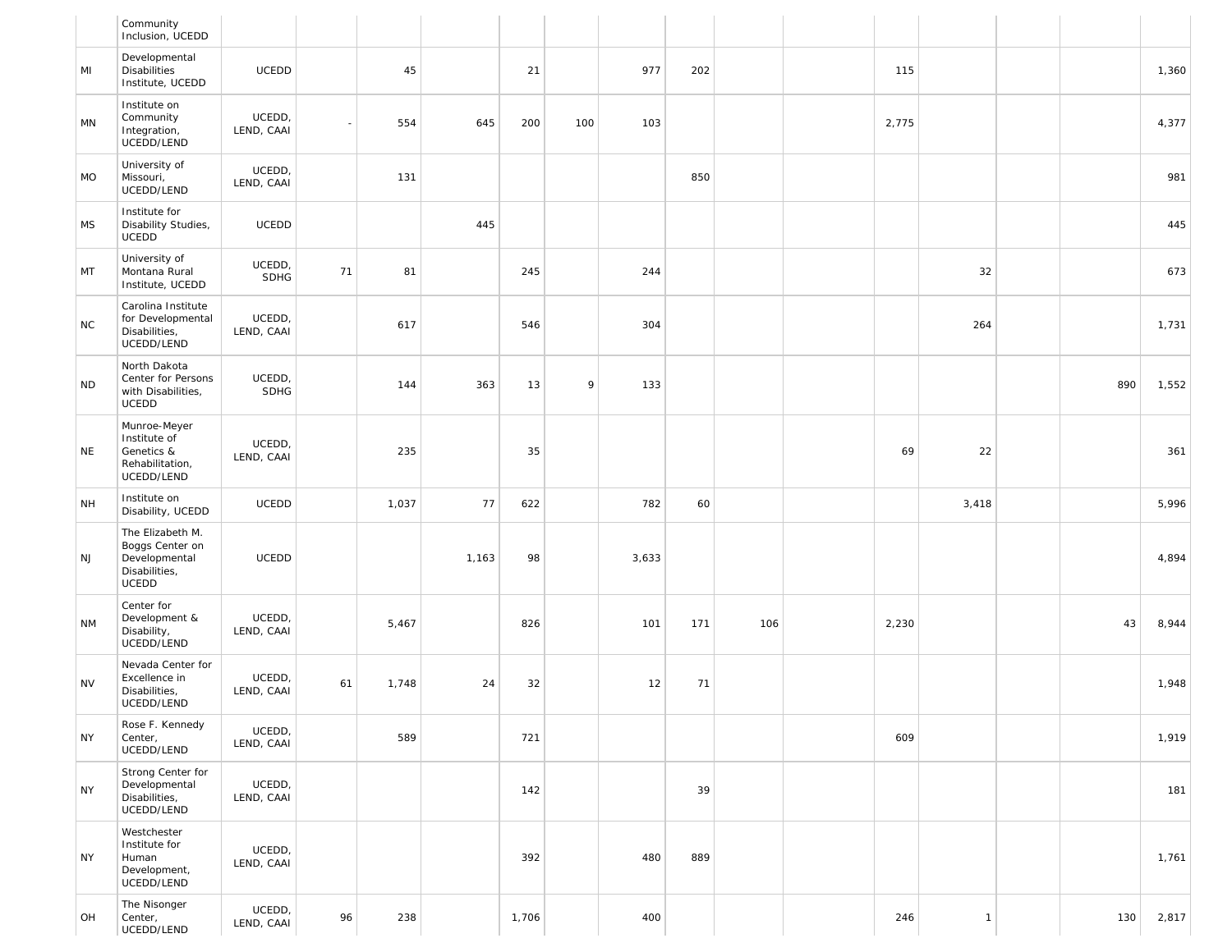| | | | | | | | | | | | | | | | | |
|---|---|---|---|---|---|---|---|---|---|---|---|---|---|---|---|---|
| | Community Inclusion, UCEDD | | | | | | | | | | | | | | | |
| MI | Developmental Disabilities Institute, UCEDD | UCEDD | | 45 | | 21 | | 977 | 202 | | | 115 | | | | 1,360 |
| MN | Institute on Community Integration, UCEDD/LEND | UCEDD, LEND, CAAI | - | 554 | 645 | 200 | 100 | 103 | | | | 2,775 | | | | 4,377 |
| MO | University of Missouri, UCEDD/LEND | UCEDD, LEND, CAAI | | 131 | | | | | 850 | | | | | | | 981 |
| MS | Institute for Disability Studies, UCEDD | UCEDD | | | 445 | | | | | | | | | | | 445 |
| MT | University of Montana Rural Institute, UCEDD | UCEDD, SDHG | 71 | 81 | | 245 | | 244 | | | | | 32 | | | 673 |
| NC | Carolina Institute for Developmental Disabilities, UCEDD/LEND | UCEDD, LEND, CAAI | | 617 | | 546 | | 304 | | | | | 264 | | | 1,731 |
| ND | North Dakota Center for Persons with Disabilities, UCEDD | UCEDD, SDHG | | 144 | 363 | 13 | 9 | 133 | | | | | | | 890 | 1,552 |
| NE | Munroe-Meyer Institute of Genetics & Rehabilitation, UCEDD/LEND | UCEDD, LEND, CAAI | | 235 | | 35 | | | | | | 69 | 22 | | | 361 |
| NH | Institute on Disability, UCEDD | UCEDD | | 1,037 | 77 | 622 | | 782 | 60 | | | | 3,418 | | | 5,996 |
| NJ | The Elizabeth M. Boggs Center on Developmental Disabilities, UCEDD | UCEDD | | | 1,163 | 98 | | 3,633 | | | | | | | | 4,894 |
| NM | Center for Development & Disability, UCEDD/LEND | UCEDD, LEND, CAAI | | 5,467 | | 826 | | 101 | 171 | 106 | | 2,230 | | | 43 | 8,944 |
| NV | Nevada Center for Excellence in Disabilities, UCEDD/LEND | UCEDD, LEND, CAAI | 61 | 1,748 | 24 | 32 | | 12 | 71 | | | | | | | 1,948 |
| NY | Rose F. Kennedy Center, UCEDD/LEND | UCEDD, LEND, CAAI | | 589 | | 721 | | | | | | 609 | | | | 1,919 |
| NY | Strong Center for Developmental Disabilities, UCEDD/LEND | UCEDD, LEND, CAAI | | | | 142 | | | 39 | | | | | | | 181 |
| NY | Westchester Institute for Human Development, UCEDD/LEND | UCEDD, LEND, CAAI | | | | 392 | | 480 | 889 | | | | | | | 1,761 |
| OH | The Nisonger Center, UCEDD/LEND | UCEDD, LEND, CAAI | 96 | 238 | | 1,706 | | 400 | | | | 246 | 1 | | 130 | 2,817 |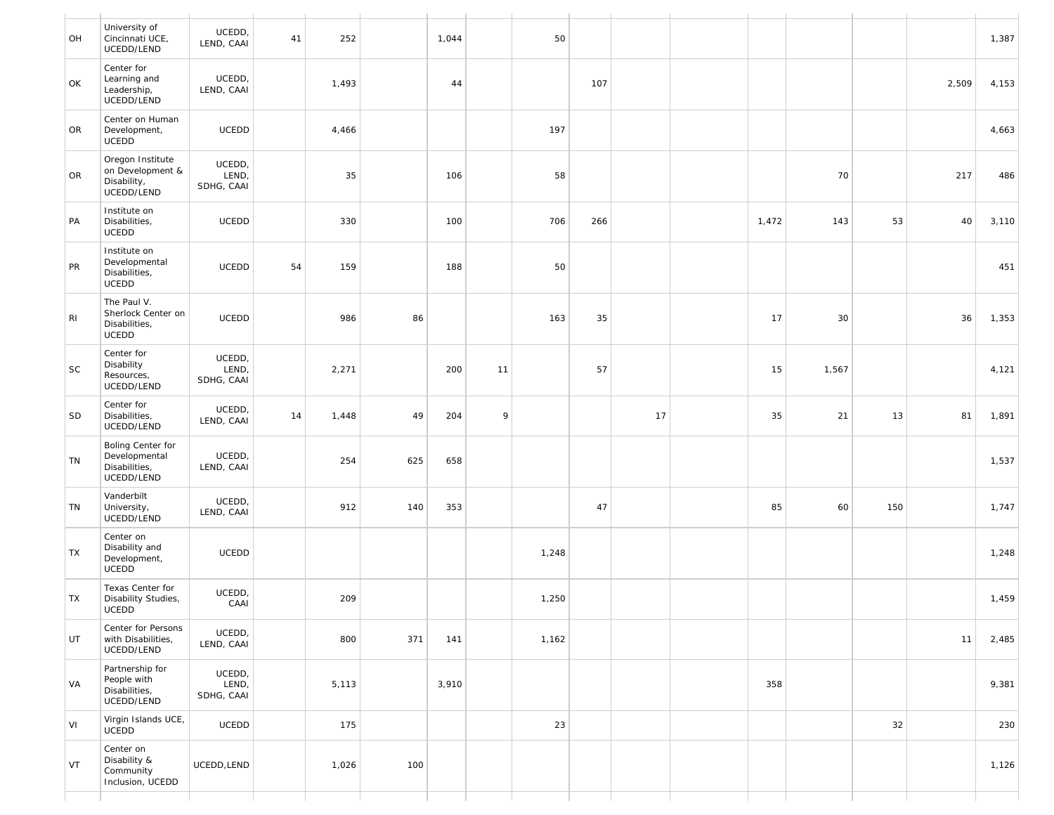| | | | | | | | | | | | | | | | | |
|---|---|---|---|---|---|---|---|---|---|---|---|---|---|---|---|---|
| OH | University of Cincinnati UCE, UCEDD/LEND | UCEDD, LEND, CAAI | 41 | 252 | | 1,044 | | 50 | | | | | | | | 1,387 |
| OK | Center for Learning and Leadership, UCEDD/LEND | UCEDD, LEND, CAAI | | 1,493 | | 44 | | | 107 | | | | | | 2,509 | 4,153 |
| OR | Center on Human Development, UCEDD | UCEDD | | 4,466 | | | | 197 | | | | | | | | 4,663 |
| OR | Oregon Institute on Development & Disability, UCEDD/LEND | UCEDD, LEND, SDHG, CAAI | | 35 | | 106 | | 58 | | | | | 70 | | 217 | 486 |
| PA | Institute on Disabilities, UCEDD | UCEDD | | 330 | | 100 | | 706 | 266 | | | 1,472 | 143 | 53 | 40 | 3,110 |
| PR | Institute on Developmental Disabilities, UCEDD | UCEDD | 54 | 159 | | 188 | | 50 | | | | | | | | 451 |
| RI | The Paul V. Sherlock Center on Disabilities, UCEDD | UCEDD | | 986 | 86 | | | 163 | 35 | | | 17 | 30 | | 36 | 1,353 |
| SC | Center for Disability Resources, UCEDD/LEND | UCEDD, LEND, SDHG, CAAI | | 2,271 | | 200 | 11 | | 57 | | | 15 | 1,567 | | | 4,121 |
| SD | Center for Disabilities, UCEDD/LEND | UCEDD, LEND, CAAI | 14 | 1,448 | 49 | 204 | 9 | | | 17 | | 35 | 21 | 13 | 81 | 1,891 |
| TN | Boling Center for Developmental Disabilities, UCEDD/LEND | UCEDD, LEND, CAAI | | 254 | 625 | 658 | | | | | | | | | | 1,537 |
| TN | Vanderbilt University, UCEDD/LEND | UCEDD, LEND, CAAI | | 912 | 140 | 353 | | | 47 | | | 85 | 60 | 150 | | 1,747 |
| TX | Center on Disability and Development, UCEDD | UCEDD | | | | | | 1,248 | | | | | | | | 1,248 |
| TX | Texas Center for Disability Studies, UCEDD | UCEDD, CAAI | | 209 | | | | 1,250 | | | | | | | | 1,459 |
| UT | Center for Persons with Disabilities, UCEDD/LEND | UCEDD, LEND, CAAI | | 800 | 371 | 141 | | 1,162 | | | | | | | 11 | 2,485 |
| VA | Partnership for People with Disabilities, UCEDD/LEND | UCEDD, LEND, SDHG, CAAI | | 5,113 | | 3,910 | | | | | | 358 | | | | 9,381 |
| VI | Virgin Islands UCE, UCEDD | UCEDD | | 175 | | | | 23 | | | | | | 32 | | 230 |
| VT | Center on Disability & Community Inclusion, UCEDD | UCEDD,LEND | | 1,026 | 100 | | | | | | | | | | | 1,126 |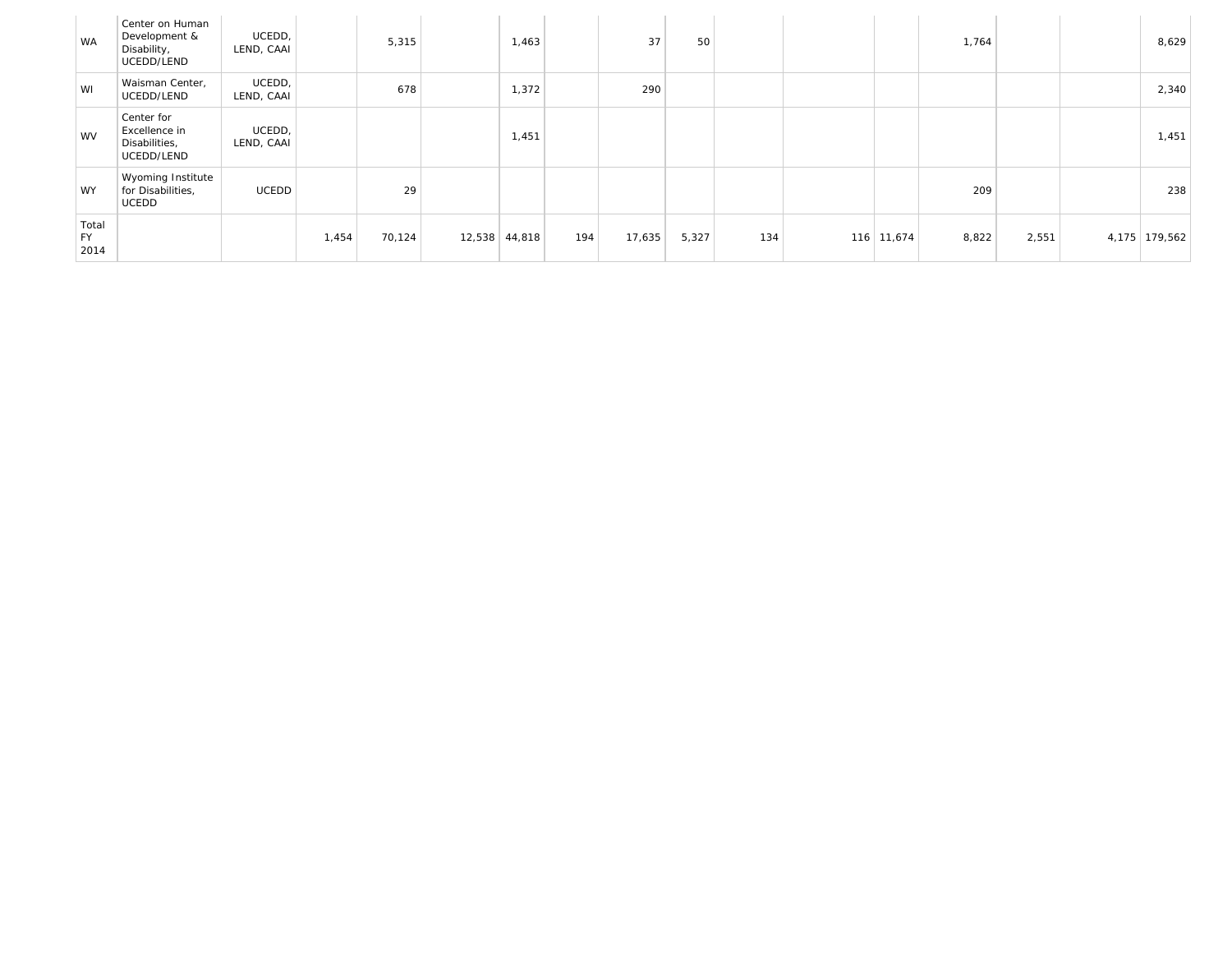| | | | | | | | | | | | | | | | | |
|---|---|---|---|---|---|---|---|---|---|---|---|---|---|---|---|---|
| WA | Center on Human Development & Disability, UCEDD/LEND | UCEDD, LEND, CAAI | | 5,315 | | 1,463 | | 37 | 50 | | | | 1,764 | | | 8,629 |
| WI | Waisman Center, UCEDD/LEND | UCEDD, LEND, CAAI | | 678 | | 1,372 | | 290 | | | | | | | | 2,340 |
| WV | Center for Excellence in Disabilities, UCEDD/LEND | UCEDD, LEND, CAAI | | | | 1,451 | | | | | | | | | | 1,451 |
| WY | Wyoming Institute for Disabilities, UCEDD | UCEDD | | 29 | | | | | | | | | 209 | | | 238 |
| Total FY 2014 | | | 1,454 | 70,124 | 12,538 | 44,818 | 194 | 17,635 | 5,327 | 134 | 116 | 11,674 | 8,822 | 2,551 | 4,175 | 179,562 |